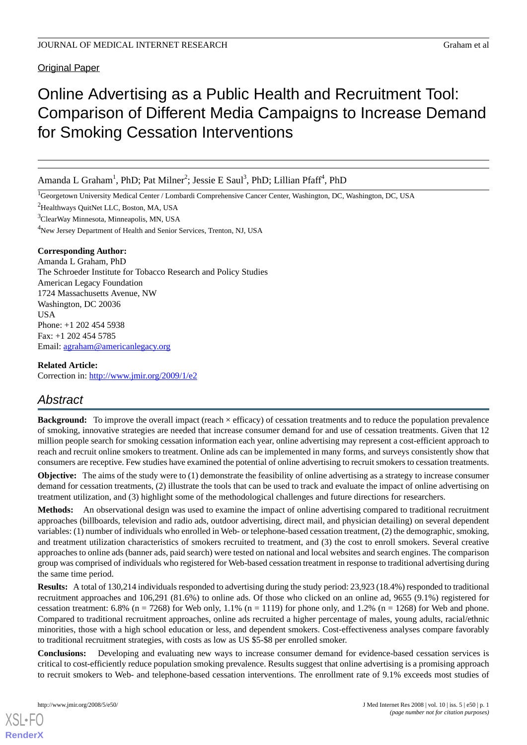Original Paper

# Online Advertising as a Public Health and Recruitment Tool: Comparison of Different Media Campaigns to Increase Demand for Smoking Cessation Interventions

Amanda L Graham[1], PhD; Pat Milner[2]; Jessie E Saul[3], PhD; Lillian Pfaff[4], PhD

[1]Georgetown University Medical Center / Lombardi Comprehensive Cancer Center, Washington, DC, Washington, DC, USA

[2]Healthways QuitNet LLC, Boston, MA, USA

[3]ClearWay Minnesota, Minneapolis, MN, USA

[4]New Jersey Department of Health and Senior Services, Trenton, NJ, USA

**Corresponding Author:**
Amanda L Graham, PhD
The Schroeder Institute for Tobacco Research and Policy Studies
American Legacy Foundation
1724 Massachusetts Avenue, NW
Washington, DC 20036
USA
Phone: +1 202 454 5938
Fax: +1 202 454 5785
Email: agraham@americanlegacy.org

**Related Article:**
Correction in: http://www.jmir.org/2009/1/e2

## Abstract

**Background:** To improve the overall impact (reach × efficacy) of cessation treatments and to reduce the population prevalence of smoking, innovative strategies are needed that increase consumer demand for and use of cessation treatments. Given that 12 million people search for smoking cessation information each year, online advertising may represent a cost-efficient approach to reach and recruit online smokers to treatment. Online ads can be implemented in many forms, and surveys consistently show that consumers are receptive. Few studies have examined the potential of online advertising to recruit smokers to cessation treatments.

**Objective:** The aims of the study were to (1) demonstrate the feasibility of online advertising as a strategy to increase consumer demand for cessation treatments, (2) illustrate the tools that can be used to track and evaluate the impact of online advertising on treatment utilization, and (3) highlight some of the methodological challenges and future directions for researchers.

**Methods:** An observational design was used to examine the impact of online advertising compared to traditional recruitment approaches (billboards, television and radio ads, outdoor advertising, direct mail, and physician detailing) on several dependent variables: (1) number of individuals who enrolled in Web- or telephone-based cessation treatment, (2) the demographic, smoking, and treatment utilization characteristics of smokers recruited to treatment, and (3) the cost to enroll smokers. Several creative approaches to online ads (banner ads, paid search) were tested on national and local websites and search engines. The comparison group was comprised of individuals who registered for Web-based cessation treatment in response to traditional advertising during the same time period.

**Results:** A total of 130,214 individuals responded to advertising during the study period: 23,923 (18.4%) responded to traditional recruitment approaches and 106,291 (81.6%) to online ads. Of those who clicked on an online ad, 9655 (9.1%) registered for cessation treatment: 6.8% (n = 7268) for Web only, 1.1% (n = 1119) for phone only, and 1.2% (n = 1268) for Web and phone. Compared to traditional recruitment approaches, online ads recruited a higher percentage of males, young adults, racial/ethnic minorities, those with a high school education or less, and dependent smokers. Cost-effectiveness analyses compare favorably to traditional recruitment strategies, with costs as low as US $5-$8 per enrolled smoker.

**Conclusions:** Developing and evaluating new ways to increase consumer demand for evidence-based cessation services is critical to cost-efficiently reduce population smoking prevalence. Results suggest that online advertising is a promising approach to recruit smokers to Web- and telephone-based cessation interventions. The enrollment rate of 9.1% exceeds most studies of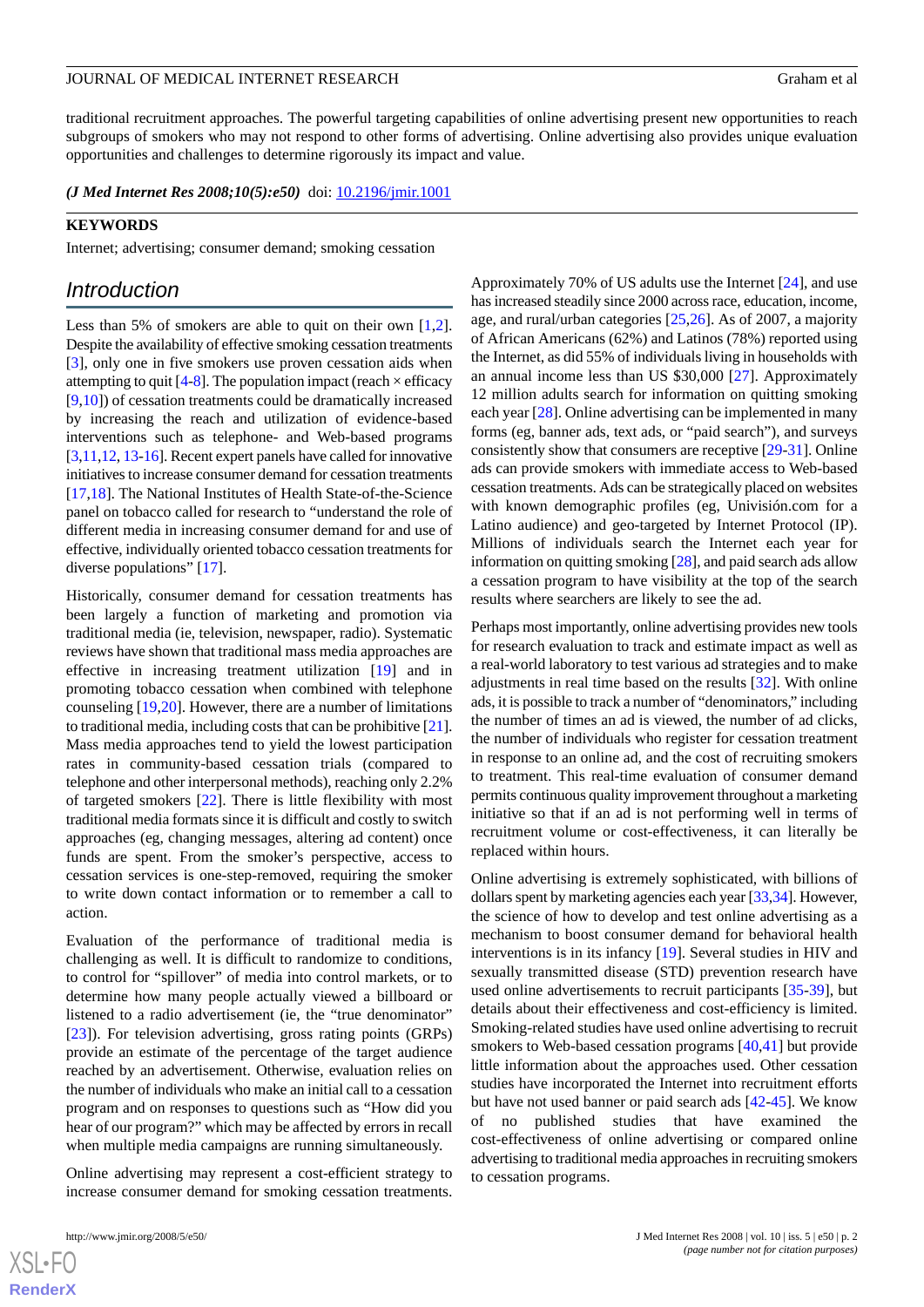traditional recruitment approaches. The powerful targeting capabilities of online advertising present new opportunities to reach subgroups of smokers who may not respond to other forms of advertising. Online advertising also provides unique evaluation opportunities and challenges to determine rigorously its impact and value.

***(J Med Internet Res 2008;10(5):e50)*** doi: 10.2196/jmir.1001

**KEYWORDS**

Internet; advertising; consumer demand; smoking cessation

## Introduction

Less than 5% of smokers are able to quit on their own [1,2]. Despite the availability of effective smoking cessation treatments [3], only one in five smokers use proven cessation aids when attempting to quit [4-8]. The population impact (reach × efficacy [9,10]) of cessation treatments could be dramatically increased by increasing the reach and utilization of evidence-based interventions such as telephone- and Web-based programs [3,11,12, 13-16]. Recent expert panels have called for innovative initiatives to increase consumer demand for cessation treatments [17,18]. The National Institutes of Health State-of-the-Science panel on tobacco called for research to "understand the role of different media in increasing consumer demand for and use of effective, individually oriented tobacco cessation treatments for diverse populations" [17].

Historically, consumer demand for cessation treatments has been largely a function of marketing and promotion via traditional media (ie, television, newspaper, radio). Systematic reviews have shown that traditional mass media approaches are effective in increasing treatment utilization [19] and in promoting tobacco cessation when combined with telephone counseling [19,20]. However, there are a number of limitations to traditional media, including costs that can be prohibitive [21]. Mass media approaches tend to yield the lowest participation rates in community-based cessation trials (compared to telephone and other interpersonal methods), reaching only 2.2% of targeted smokers [22]. There is little flexibility with most traditional media formats since it is difficult and costly to switch approaches (eg, changing messages, altering ad content) once funds are spent. From the smoker's perspective, access to cessation services is one-step-removed, requiring the smoker to write down contact information or to remember a call to action.

Evaluation of the performance of traditional media is challenging as well. It is difficult to randomize to conditions, to control for "spillover" of media into control markets, or to determine how many people actually viewed a billboard or listened to a radio advertisement (ie, the "true denominator" [23]). For television advertising, gross rating points (GRPs) provide an estimate of the percentage of the target audience reached by an advertisement. Otherwise, evaluation relies on the number of individuals who make an initial call to a cessation program and on responses to questions such as "How did you hear of our program?" which may be affected by errors in recall when multiple media campaigns are running simultaneously.

Online advertising may represent a cost-efficient strategy to increase consumer demand for smoking cessation treatments. Approximately 70% of US adults use the Internet [24], and use has increased steadily since 2000 across race, education, income, age, and rural/urban categories [25,26]. As of 2007, a majority of African Americans (62%) and Latinos (78%) reported using the Internet, as did 55% of individuals living in households with an annual income less than US $30,000 [27]. Approximately 12 million adults search for information on quitting smoking each year [28]. Online advertising can be implemented in many forms (eg, banner ads, text ads, or "paid search"), and surveys consistently show that consumers are receptive [29-31]. Online ads can provide smokers with immediate access to Web-based cessation treatments. Ads can be strategically placed on websites with known demographic profiles (eg, Univisión.com for a Latino audience) and geo-targeted by Internet Protocol (IP). Millions of individuals search the Internet each year for information on quitting smoking [28], and paid search ads allow a cessation program to have visibility at the top of the search results where searchers are likely to see the ad.

Perhaps most importantly, online advertising provides new tools for research evaluation to track and estimate impact as well as a real-world laboratory to test various ad strategies and to make adjustments in real time based on the results [32]. With online ads, it is possible to track a number of "denominators," including the number of times an ad is viewed, the number of ad clicks, the number of individuals who register for cessation treatment in response to an online ad, and the cost of recruiting smokers to treatment. This real-time evaluation of consumer demand permits continuous quality improvement throughout a marketing initiative so that if an ad is not performing well in terms of recruitment volume or cost-effectiveness, it can literally be replaced within hours.

Online advertising is extremely sophisticated, with billions of dollars spent by marketing agencies each year [33,34]. However, the science of how to develop and test online advertising as a mechanism to boost consumer demand for behavioral health interventions is in its infancy [19]. Several studies in HIV and sexually transmitted disease (STD) prevention research have used online advertisements to recruit participants [35-39], but details about their effectiveness and cost-efficiency is limited. Smoking-related studies have used online advertising to recruit smokers to Web-based cessation programs [40,41] but provide little information about the approaches used. Other cessation studies have incorporated the Internet into recruitment efforts but have not used banner or paid search ads [42-45]. We know of no published studies that have examined the cost-effectiveness of online advertising or compared online advertising to traditional media approaches in recruiting smokers to cessation programs.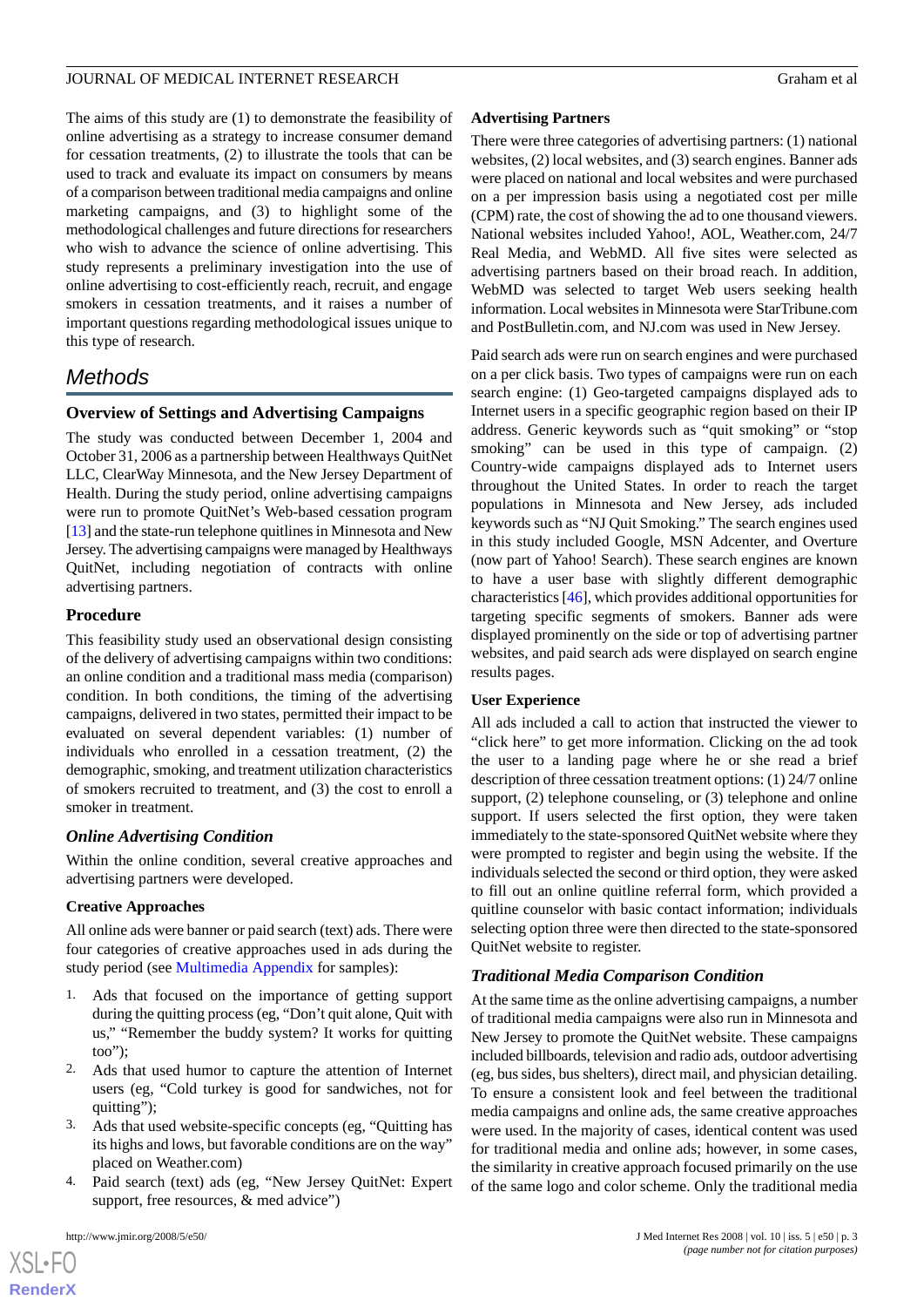The aims of this study are (1) to demonstrate the feasibility of online advertising as a strategy to increase consumer demand for cessation treatments, (2) to illustrate the tools that can be used to track and evaluate its impact on consumers by means of a comparison between traditional media campaigns and online marketing campaigns, and (3) to highlight some of the methodological challenges and future directions for researchers who wish to advance the science of online advertising. This study represents a preliminary investigation into the use of online advertising to cost-efficiently reach, recruit, and engage smokers in cessation treatments, and it raises a number of important questions regarding methodological issues unique to this type of research.

## Methods

### Overview of Settings and Advertising Campaigns

The study was conducted between December 1, 2004 and October 31, 2006 as a partnership between Healthways QuitNet LLC, ClearWay Minnesota, and the New Jersey Department of Health. During the study period, online advertising campaigns were run to promote QuitNet's Web-based cessation program [13] and the state-run telephone quitlines in Minnesota and New Jersey. The advertising campaigns were managed by Healthways QuitNet, including negotiation of contracts with online advertising partners.

### Procedure

This feasibility study used an observational design consisting of the delivery of advertising campaigns within two conditions: an online condition and a traditional mass media (comparison) condition. In both conditions, the timing of the advertising campaigns, delivered in two states, permitted their impact to be evaluated on several dependent variables: (1) number of individuals who enrolled in a cessation treatment, (2) the demographic, smoking, and treatment utilization characteristics of smokers recruited to treatment, and (3) the cost to enroll a smoker in treatment.

### *Online Advertising Condition*

Within the online condition, several creative approaches and advertising partners were developed.

#### Creative Approaches

All online ads were banner or paid search (text) ads. There were four categories of creative approaches used in ads during the study period (see Multimedia Appendix for samples):

1. Ads that focused on the importance of getting support during the quitting process (eg, "Don't quit alone, Quit with us," "Remember the buddy system? It works for quitting too");
2. Ads that used humor to capture the attention of Internet users (eg, "Cold turkey is good for sandwiches, not for quitting");
3. Ads that used website-specific concepts (eg, "Quitting has its highs and lows, but favorable conditions are on the way" placed on Weather.com)
4. Paid search (text) ads (eg, "New Jersey QuitNet: Expert support, free resources, & med advice")

#### Advertising Partners

There were three categories of advertising partners: (1) national websites, (2) local websites, and (3) search engines. Banner ads were placed on national and local websites and were purchased on a per impression basis using a negotiated cost per mille (CPM) rate, the cost of showing the ad to one thousand viewers. National websites included Yahoo!, AOL, Weather.com, 24/7 Real Media, and WebMD. All five sites were selected as advertising partners based on their broad reach. In addition, WebMD was selected to target Web users seeking health information. Local websites in Minnesota were StarTribune.com and PostBulletin.com, and NJ.com was used in New Jersey.

Paid search ads were run on search engines and were purchased on a per click basis. Two types of campaigns were run on each search engine: (1) Geo-targeted campaigns displayed ads to Internet users in a specific geographic region based on their IP address. Generic keywords such as "quit smoking" or "stop smoking" can be used in this type of campaign. (2) Country-wide campaigns displayed ads to Internet users throughout the United States. In order to reach the target populations in Minnesota and New Jersey, ads included keywords such as "NJ Quit Smoking." The search engines used in this study included Google, MSN Adcenter, and Overture (now part of Yahoo! Search). These search engines are known to have a user base with slightly different demographic characteristics [46], which provides additional opportunities for targeting specific segments of smokers. Banner ads were displayed prominently on the side or top of advertising partner websites, and paid search ads were displayed on search engine results pages.

#### User Experience

All ads included a call to action that instructed the viewer to "click here" to get more information. Clicking on the ad took the user to a landing page where he or she read a brief description of three cessation treatment options: (1) 24/7 online support, (2) telephone counseling, or (3) telephone and online support. If users selected the first option, they were taken immediately to the state-sponsored QuitNet website where they were prompted to register and begin using the website. If the individuals selected the second or third option, they were asked to fill out an online quitline referral form, which provided a quitline counselor with basic contact information; individuals selecting option three were then directed to the state-sponsored QuitNet website to register.

### *Traditional Media Comparison Condition*

At the same time as the online advertising campaigns, a number of traditional media campaigns were also run in Minnesota and New Jersey to promote the QuitNet website. These campaigns included billboards, television and radio ads, outdoor advertising (eg, bus sides, bus shelters), direct mail, and physician detailing. To ensure a consistent look and feel between the traditional media campaigns and online ads, the same creative approaches were used. In the majority of cases, identical content was used for traditional media and online ads; however, in some cases, the similarity in creative approach focused primarily on the use of the same logo and color scheme. Only the traditional media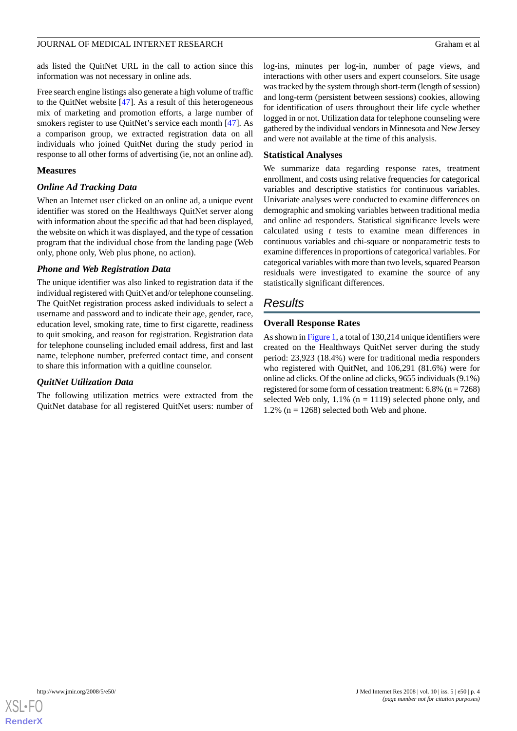ads listed the QuitNet URL in the call to action since this information was not necessary in online ads.

Free search engine listings also generate a high volume of traffic to the QuitNet website [47]. As a result of this heterogeneous mix of marketing and promotion efforts, a large number of smokers register to use QuitNet's service each month [47]. As a comparison group, we extracted registration data on all individuals who joined QuitNet during the study period in response to all other forms of advertising (ie, not an online ad).

### Measures

#### *Online Ad Tracking Data*

When an Internet user clicked on an online ad, a unique event identifier was stored on the Healthways QuitNet server along with information about the specific ad that had been displayed, the website on which it was displayed, and the type of cessation program that the individual chose from the landing page (Web only, phone only, Web plus phone, no action).

#### *Phone and Web Registration Data*

The unique identifier was also linked to registration data if the individual registered with QuitNet and/or telephone counseling. The QuitNet registration process asked individuals to select a username and password and to indicate their age, gender, race, education level, smoking rate, time to first cigarette, readiness to quit smoking, and reason for registration. Registration data for telephone counseling included email address, first and last name, telephone number, preferred contact time, and consent to share this information with a quitline counselor.

#### *QuitNet Utilization Data*

The following utilization metrics were extracted from the QuitNet database for all registered QuitNet users: number of log-ins, minutes per log-in, number of page views, and interactions with other users and expert counselors. Site usage was tracked by the system through short-term (length of session) and long-term (persistent between sessions) cookies, allowing for identification of users throughout their life cycle whether logged in or not. Utilization data for telephone counseling were gathered by the individual vendors in Minnesota and New Jersey and were not available at the time of this analysis.

### Statistical Analyses

We summarize data regarding response rates, treatment enrollment, and costs using relative frequencies for categorical variables and descriptive statistics for continuous variables. Univariate analyses were conducted to examine differences on demographic and smoking variables between traditional media and online ad responders. Statistical significance levels were calculated using *t* tests to examine mean differences in continuous variables and chi-square or nonparametric tests to examine differences in proportions of categorical variables. For categorical variables with more than two levels, squared Pearson residuals were investigated to examine the source of any statistically significant differences.

## *Results*

### Overall Response Rates

As shown in Figure 1, a total of 130,214 unique identifiers were created on the Healthways QuitNet server during the study period: 23,923 (18.4%) were for traditional media responders who registered with QuitNet, and 106,291 (81.6%) were for online ad clicks. Of the online ad clicks, 9655 individuals (9.1%) registered for some form of cessation treatment: 6.8% (n = 7268) selected Web only, 1.1% (n = 1119) selected phone only, and 1.2% (n = 1268) selected both Web and phone.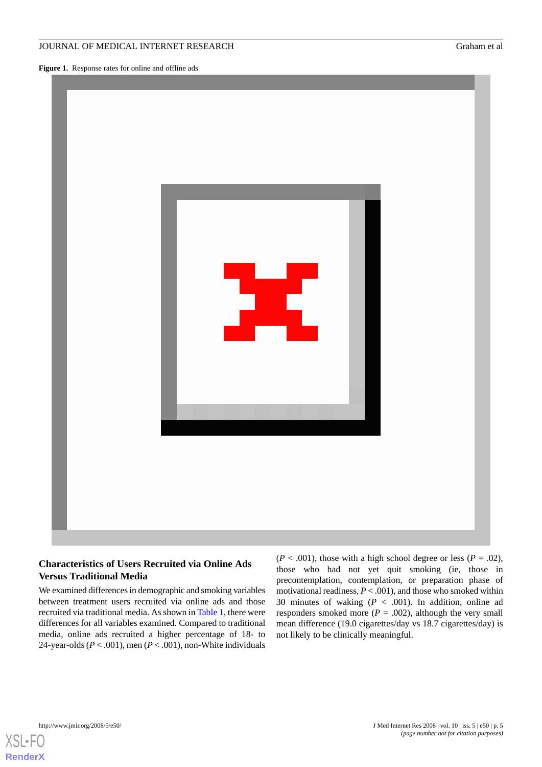**Figure 1.** Response rates for online and offline ads

### Characteristics of Users Recruited via Online Ads Versus Traditional Media

We examined differences in demographic and smoking variables between treatment users recruited via online ads and those recruited via traditional media. As shown in Table 1, there were differences for all variables examined. Compared to traditional media, online ads recruited a higher percentage of 18- to 24-year-olds ($P < .001$), men ($P < .001$), non-White individuals ($P < .001$), those with a high school degree or less ($P = .02$), those who had not yet quit smoking (ie, those in precontemplation, contemplation, or preparation phase of motivational readiness, $P < .001$), and those who smoked within 30 minutes of waking ($P < .001$). In addition, online ad responders smoked more ($P = .002$), although the very small mean difference (19.0 cigarettes/day vs 18.7 cigarettes/day) is not likely to be clinically meaningful.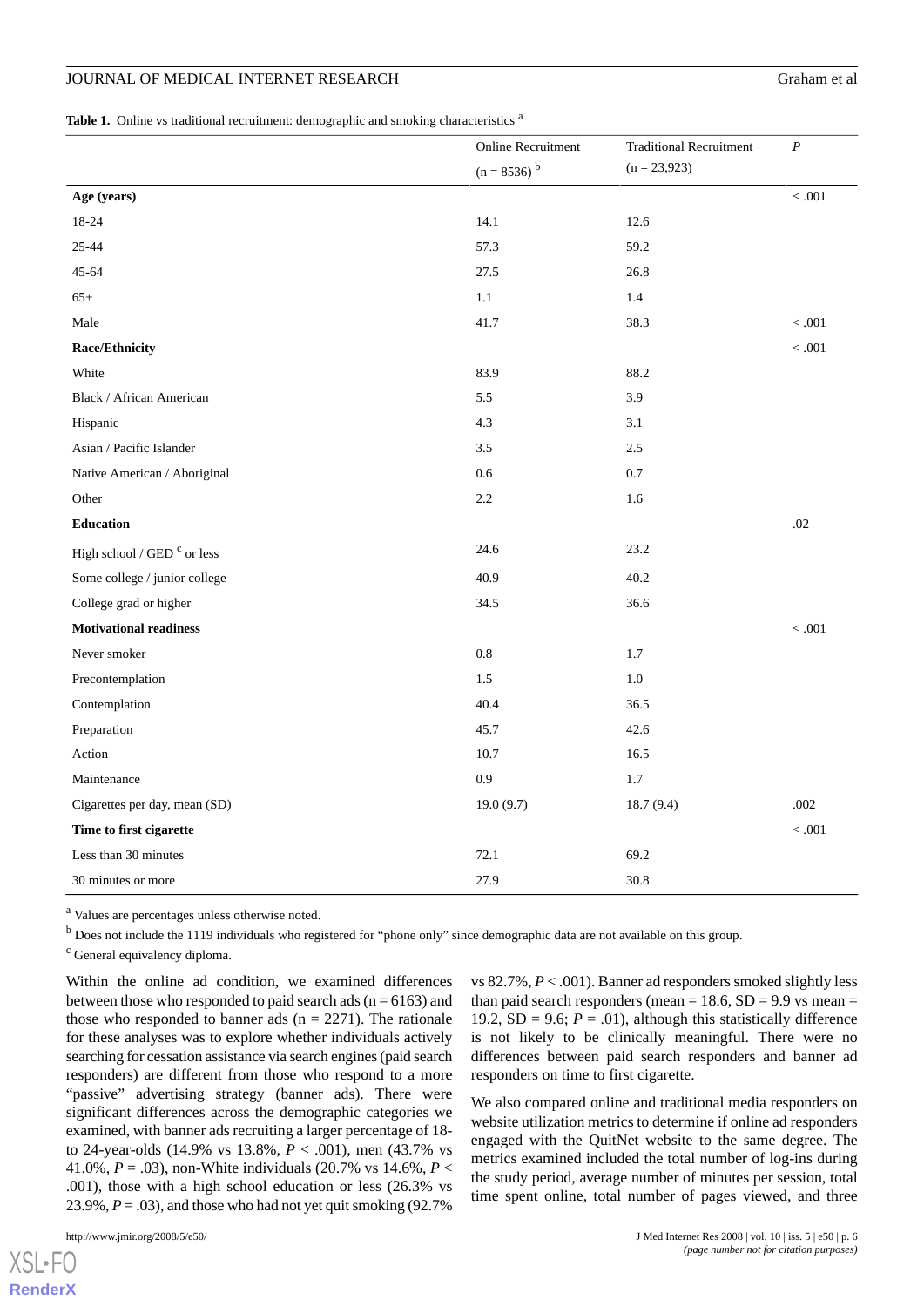**Table 1.** Online vs traditional recruitment: demographic and smoking characteristics [a]

| | Online Recruitment (n = 8536) [b] | Traditional Recruitment (n = 23,923) | *P* |
|---|---|---|---|
| **Age (years)** | | | < .001 |
| 18-24 | 14.1 | 12.6 | |
| 25-44 | 57.3 | 59.2 | |
| 45-64 | 27.5 | 26.8 | |
| 65+ | 1.1 | 1.4 | |
| Male | 41.7 | 38.3 | < .001 |
| **Race/Ethnicity** | | | < .001 |
| White | 83.9 | 88.2 | |
| Black / African American | 5.5 | 3.9 | |
| Hispanic | 4.3 | 3.1 | |
| Asian / Pacific Islander | 3.5 | 2.5 | |
| Native American / Aboriginal | 0.6 | 0.7 | |
| Other | 2.2 | 1.6 | |
| **Education** | | | .02 |
| High school / GED [c] or less | 24.6 | 23.2 | |
| Some college / junior college | 40.9 | 40.2 | |
| College grad or higher | 34.5 | 36.6 | |
| **Motivational readiness** | | | < .001 |
| Never smoker | 0.8 | 1.7 | |
| Precontemplation | 1.5 | 1.0 | |
| Contemplation | 40.4 | 36.5 | |
| Preparation | 45.7 | 42.6 | |
| Action | 10.7 | 16.5 | |
| Maintenance | 0.9 | 1.7 | |
| Cigarettes per day, mean (SD) | 19.0 (9.7) | 18.7 (9.4) | .002 |
| **Time to first cigarette** | | | < .001 |
| Less than 30 minutes | 72.1 | 69.2 | |
| 30 minutes or more | 27.9 | 30.8 | |

[a] Values are percentages unless otherwise noted.

[b] Does not include the 1119 individuals who registered for "phone only" since demographic data are not available on this group.

[c] General equivalency diploma.

Within the online ad condition, we examined differences between those who responded to paid search ads (n = 6163) and those who responded to banner ads (n = 2271). The rationale for these analyses was to explore whether individuals actively searching for cessation assistance via search engines (paid search responders) are different from those who respond to a more "passive" advertising strategy (banner ads). There were significant differences across the demographic categories we examined, with banner ads recruiting a larger percentage of 18- to 24-year-olds (14.9% vs 13.8%, *P* < .001), men (43.7% vs 41.0%, *P* = .03), non-White individuals (20.7% vs 14.6%, *P* < .001), those with a high school education or less (26.3% vs 23.9%, *P* = .03), and those who had not yet quit smoking (92.7% vs 82.7%, *P* < .001). Banner ad responders smoked slightly less than paid search responders (mean = 18.6, SD = 9.9 vs mean = 19.2, SD = 9.6; *P* = .01), although this statistically difference is not likely to be clinically meaningful. There were no differences between paid search responders and banner ad responders on time to first cigarette.

We also compared online and traditional media responders on website utilization metrics to determine if online ad responders engaged with the QuitNet website to the same degree. The metrics examined included the total number of log-ins during the study period, average number of minutes per session, total time spent online, total number of pages viewed, and three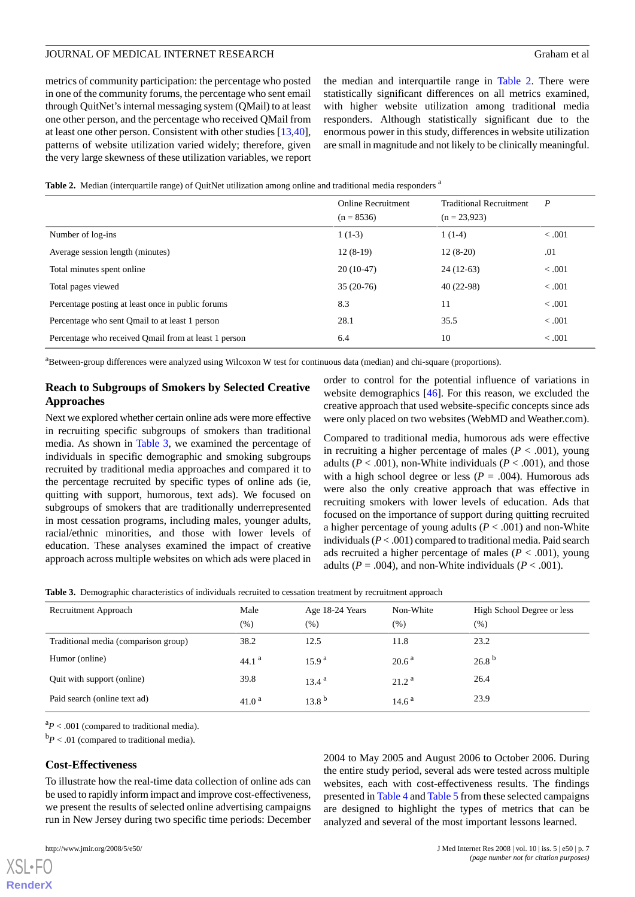metrics of community participation: the percentage who posted in one of the community forums, the percentage who sent email through QuitNet's internal messaging system (QMail) to at least one other person, and the percentage who received QMail from at least one other person. Consistent with other studies [13,40], patterns of website utilization varied widely; therefore, given the very large skewness of these utilization variables, we report the median and interquartile range in Table 2. There were statistically significant differences on all metrics examined, with higher website utilization among traditional media responders. Although statistically significant due to the enormous power in this study, differences in website utilization are small in magnitude and not likely to be clinically meaningful.

**Table 2.** Median (interquartile range) of QuitNet utilization among online and traditional media responders [a]

| | Online Recruitment (n = 8536) | Traditional Recruitment (n = 23,923) | *P* |
|---|---|---|---|
| Number of log-ins | 1 (1-3) | 1 (1-4) | < .001 |
| Average session length (minutes) | 12 (8-19) | 12 (8-20) | .01 |
| Total minutes spent online | 20 (10-47) | 24 (12-63) | < .001 |
| Total pages viewed | 35 (20-76) | 40 (22-98) | < .001 |
| Percentage posting at least once in public forums | 8.3 | 11 | < .001 |
| Percentage who sent Qmail to at least 1 person | 28.1 | 35.5 | < .001 |
| Percentage who received Qmail from at least 1 person | 6.4 | 10 | < .001 |

[a]Between-group differences were analyzed using Wilcoxon W test for continuous data (median) and chi-square (proportions).

### Reach to Subgroups of Smokers by Selected Creative Approaches

Next we explored whether certain online ads were more effective in recruiting specific subgroups of smokers than traditional media. As shown in Table 3, we examined the percentage of individuals in specific demographic and smoking subgroups recruited by traditional media approaches and compared it to the percentage recruited by specific types of online ads (ie, quitting with support, humorous, text ads). We focused on subgroups of smokers that are traditionally underrepresented in most cessation programs, including males, younger adults, racial/ethnic minorities, and those with lower levels of education. These analyses examined the impact of creative approach across multiple websites on which ads were placed in order to control for the potential influence of variations in website demographics [46]. For this reason, we excluded the creative approach that used website-specific concepts since ads were only placed on two websites (WebMD and Weather.com).

Compared to traditional media, humorous ads were effective in recruiting a higher percentage of males (*P* < .001), young adults (*P* < .001), non-White individuals (*P* < .001), and those with a high school degree or less (*P* = .004). Humorous ads were also the only creative approach that was effective in recruiting smokers with lower levels of education. Ads that focused on the importance of support during quitting recruited a higher percentage of young adults (*P* < .001) and non-White individuals (*P* < .001) compared to traditional media. Paid search ads recruited a higher percentage of males (*P* < .001), young adults (*P* = .004), and non-White individuals (*P* < .001).

**Table 3.** Demographic characteristics of individuals recruited to cessation treatment by recruitment approach

| Recruitment Approach | Male (%) | Age 18-24 Years (%) | Non-White (%) | High School Degree or less (%) |
|---|---|---|---|---|
| Traditional media (comparison group) | 38.2 | 12.5 | 11.8 | 23.2 |
| Humor (online) | 44.1 [a] | 15.9 [a] | 20.6 [a] | 26.8 [b] |
| Quit with support (online) | 39.8 | 13.4 [a] | 21.2 [a] | 26.4 |
| Paid search (online text ad) | 41.0 [a] | 13.8 [b] | 14.6 [a] | 23.9 |

[a]*P* < .001 (compared to traditional media).

[b]*P* < .01 (compared to traditional media).

### Cost-Effectiveness

To illustrate how the real-time data collection of online ads can be used to rapidly inform impact and improve cost-effectiveness, we present the results of selected online advertising campaigns run in New Jersey during two specific time periods: December 2004 to May 2005 and August 2006 to October 2006. During the entire study period, several ads were tested across multiple websites, each with cost-effectiveness results. The findings presented in Table 4 and Table 5 from these selected campaigns are designed to highlight the types of metrics that can be analyzed and several of the most important lessons learned.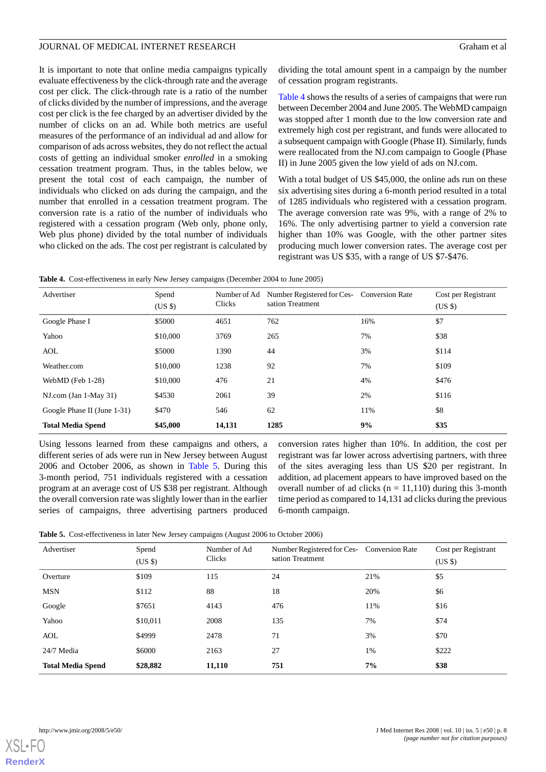It is important to note that online media campaigns typically evaluate effectiveness by the click-through rate and the average cost per click. The click-through rate is a ratio of the number of clicks divided by the number of impressions, and the average cost per click is the fee charged by an advertiser divided by the number of clicks on an ad. While both metrics are useful measures of the performance of an individual ad and allow for comparison of ads across websites, they do not reflect the actual costs of getting an individual smoker *enrolled* in a smoking cessation treatment program. Thus, in the tables below, we present the total cost of each campaign, the number of individuals who clicked on ads during the campaign, and the number that enrolled in a cessation treatment program. The conversion rate is a ratio of the number of individuals who registered with a cessation program (Web only, phone only, Web plus phone) divided by the total number of individuals who clicked on the ads. The cost per registrant is calculated by dividing the total amount spent in a campaign by the number of cessation program registrants.

Table 4 shows the results of a series of campaigns that were run between December 2004 and June 2005. The WebMD campaign was stopped after 1 month due to the low conversion rate and extremely high cost per registrant, and funds were allocated to a subsequent campaign with Google (Phase II). Similarly, funds were reallocated from the NJ.com campaign to Google (Phase II) in June 2005 given the low yield of ads on NJ.com.

With a total budget of US $45,000, the online ads run on these six advertising sites during a 6-month period resulted in a total of 1285 individuals who registered with a cessation program. The average conversion rate was 9%, with a range of 2% to 16%. The only advertising partner to yield a conversion rate higher than 10% was Google, with the other partner sites producing much lower conversion rates. The average cost per registrant was US $35, with a range of US $7-$476.

**Table 4.** Cost-effectiveness in early New Jersey campaigns (December 2004 to June 2005)

| Advertiser | Spend (US $) | Number of Ad Clicks | Number Registered for Cessation Treatment | Conversion Rate | Cost per Registrant (US $) |
|---|---|---|---|---|---|
| Google Phase I | $5000 | 4651 | 762 | 16% | $7 |
| Yahoo | $10,000 | 3769 | 265 | 7% | $38 |
| AOL | $5000 | 1390 | 44 | 3% | $114 |
| Weather.com | $10,000 | 1238 | 92 | 7% | $109 |
| WebMD (Feb 1-28) | $10,000 | 476 | 21 | 4% | $476 |
| NJ.com (Jan 1-May 31) | $4530 | 2061 | 39 | 2% | $116 |
| Google Phase II (June 1-31) | $470 | 546 | 62 | 11% | $8 |
| **Total Media Spend** | **$45,000** | **14,131** | **1285** | **9%** | **$35** |

Using lessons learned from these campaigns and others, a different series of ads were run in New Jersey between August 2006 and October 2006, as shown in Table 5. During this 3-month period, 751 individuals registered with a cessation program at an average cost of US $38 per registrant. Although the overall conversion rate was slightly lower than in the earlier series of campaigns, three advertising partners produced conversion rates higher than 10%. In addition, the cost per registrant was far lower across advertising partners, with three of the sites averaging less than US $20 per registrant. In addition, ad placement appears to have improved based on the overall number of ad clicks (n = 11,110) during this 3-month time period as compared to 14,131 ad clicks during the previous 6-month campaign.

**Table 5.** Cost-effectiveness in later New Jersey campaigns (August 2006 to October 2006)

| Advertiser | Spend (US $) | Number of Ad Clicks | Number Registered for Cessation Treatment | Conversion Rate | Cost per Registrant (US $) |
|---|---|---|---|---|---|
| Overture | $109 | 115 | 24 | 21% | $5 |
| MSN | $112 | 88 | 18 | 20% | $6 |
| Google | $7651 | 4143 | 476 | 11% | $16 |
| Yahoo | $10,011 | 2008 | 135 | 7% | $74 |
| AOL | $4999 | 2478 | 71 | 3% | $70 |
| 24/7 Media | $6000 | 2163 | 27 | 1% | $222 |
| **Total Media Spend** | **$28,882** | **11,110** | **751** | **7%** | **$38** |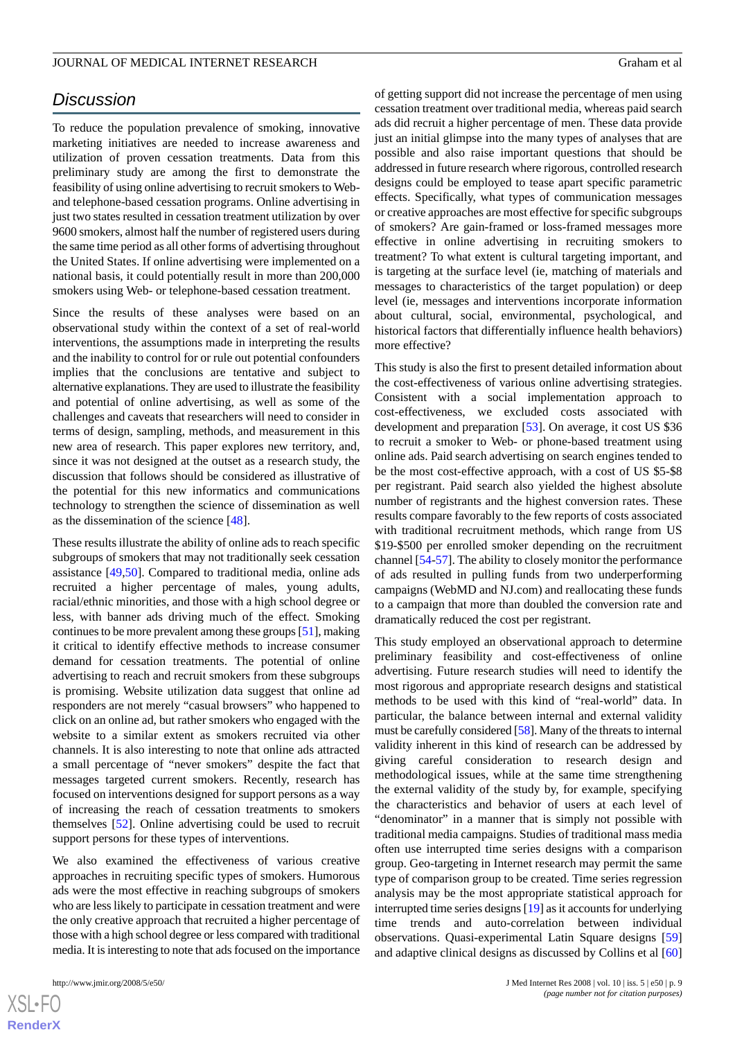## Discussion

To reduce the population prevalence of smoking, innovative marketing initiatives are needed to increase awareness and utilization of proven cessation treatments. Data from this preliminary study are among the first to demonstrate the feasibility of using online advertising to recruit smokers to Web- and telephone-based cessation programs. Online advertising in just two states resulted in cessation treatment utilization by over 9600 smokers, almost half the number of registered users during the same time period as all other forms of advertising throughout the United States. If online advertising were implemented on a national basis, it could potentially result in more than 200,000 smokers using Web- or telephone-based cessation treatment.

Since the results of these analyses were based on an observational study within the context of a set of real-world interventions, the assumptions made in interpreting the results and the inability to control for or rule out potential confounders implies that the conclusions are tentative and subject to alternative explanations. They are used to illustrate the feasibility and potential of online advertising, as well as some of the challenges and caveats that researchers will need to consider in terms of design, sampling, methods, and measurement in this new area of research. This paper explores new territory, and, since it was not designed at the outset as a research study, the discussion that follows should be considered as illustrative of the potential for this new informatics and communications technology to strengthen the science of dissemination as well as the dissemination of the science [48].

These results illustrate the ability of online ads to reach specific subgroups of smokers that may not traditionally seek cessation assistance [49,50]. Compared to traditional media, online ads recruited a higher percentage of males, young adults, racial/ethnic minorities, and those with a high school degree or less, with banner ads driving much of the effect. Smoking continues to be more prevalent among these groups [51], making it critical to identify effective methods to increase consumer demand for cessation treatments. The potential of online advertising to reach and recruit smokers from these subgroups is promising. Website utilization data suggest that online ad responders are not merely "casual browsers" who happened to click on an online ad, but rather smokers who engaged with the website to a similar extent as smokers recruited via other channels. It is also interesting to note that online ads attracted a small percentage of "never smokers" despite the fact that messages targeted current smokers. Recently, research has focused on interventions designed for support persons as a way of increasing the reach of cessation treatments to smokers themselves [52]. Online advertising could be used to recruit support persons for these types of interventions.

We also examined the effectiveness of various creative approaches in recruiting specific types of smokers. Humorous ads were the most effective in reaching subgroups of smokers who are less likely to participate in cessation treatment and were the only creative approach that recruited a higher percentage of those with a high school degree or less compared with traditional media. It is interesting to note that ads focused on the importance of getting support did not increase the percentage of men using cessation treatment over traditional media, whereas paid search ads did recruit a higher percentage of men. These data provide just an initial glimpse into the many types of analyses that are possible and also raise important questions that should be addressed in future research where rigorous, controlled research designs could be employed to tease apart specific parametric effects. Specifically, what types of communication messages or creative approaches are most effective for specific subgroups of smokers? Are gain-framed or loss-framed messages more effective in online advertising in recruiting smokers to treatment? To what extent is cultural targeting important, and is targeting at the surface level (ie, matching of materials and messages to characteristics of the target population) or deep level (ie, messages and interventions incorporate information about cultural, social, environmental, psychological, and historical factors that differentially influence health behaviors) more effective?

This study is also the first to present detailed information about the cost-effectiveness of various online advertising strategies. Consistent with a social implementation approach to cost-effectiveness, we excluded costs associated with development and preparation [53]. On average, it cost US $36 to recruit a smoker to Web- or phone-based treatment using online ads. Paid search advertising on search engines tended to be the most cost-effective approach, with a cost of US $5-$8 per registrant. Paid search also yielded the highest absolute number of registrants and the highest conversion rates. These results compare favorably to the few reports of costs associated with traditional recruitment methods, which range from US $19-$500 per enrolled smoker depending on the recruitment channel [54-57]. The ability to closely monitor the performance of ads resulted in pulling funds from two underperforming campaigns (WebMD and NJ.com) and reallocating these funds to a campaign that more than doubled the conversion rate and dramatically reduced the cost per registrant.

This study employed an observational approach to determine preliminary feasibility and cost-effectiveness of online advertising. Future research studies will need to identify the most rigorous and appropriate research designs and statistical methods to be used with this kind of "real-world" data. In particular, the balance between internal and external validity must be carefully considered [58]. Many of the threats to internal validity inherent in this kind of research can be addressed by giving careful consideration to research design and methodological issues, while at the same time strengthening the external validity of the study by, for example, specifying the characteristics and behavior of users at each level of "denominator" in a manner that is simply not possible with traditional media campaigns. Studies of traditional mass media often use interrupted time series designs with a comparison group. Geo-targeting in Internet research may permit the same type of comparison group to be created. Time series regression analysis may be the most appropriate statistical approach for interrupted time series designs [19] as it accounts for underlying time trends and auto-correlation between individual observations. Quasi-experimental Latin Square designs [59] and adaptive clinical designs as discussed by Collins et al [60]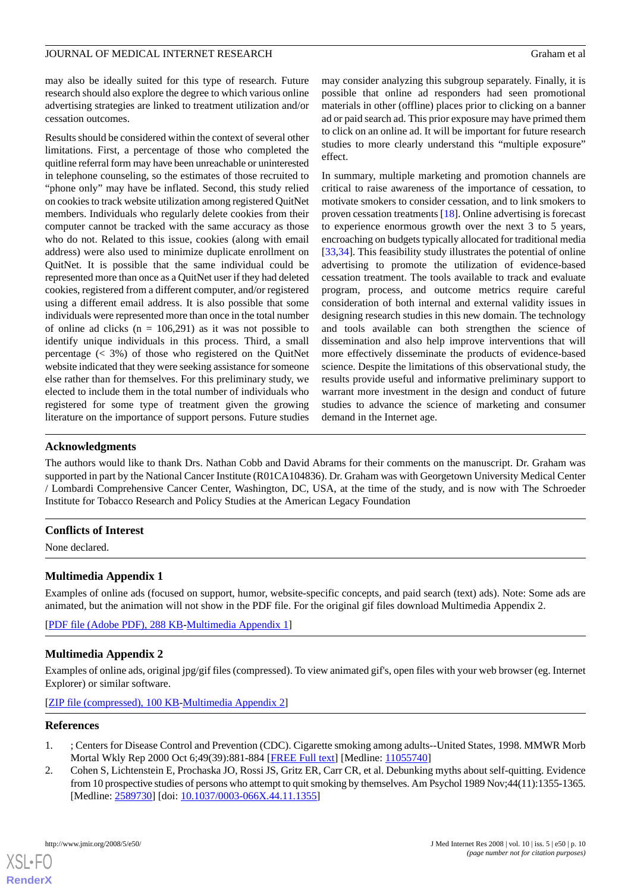may also be ideally suited for this type of research. Future research should also explore the degree to which various online advertising strategies are linked to treatment utilization and/or cessation outcomes.

Results should be considered within the context of several other limitations. First, a percentage of those who completed the quitline referral form may have been unreachable or uninterested in telephone counseling, so the estimates of those recruited to "phone only" may have be inflated. Second, this study relied on cookies to track website utilization among registered QuitNet members. Individuals who regularly delete cookies from their computer cannot be tracked with the same accuracy as those who do not. Related to this issue, cookies (along with email address) were also used to minimize duplicate enrollment on QuitNet. It is possible that the same individual could be represented more than once as a QuitNet user if they had deleted cookies, registered from a different computer, and/or registered using a different email address. It is also possible that some individuals were represented more than once in the total number of online ad clicks (n = 106,291) as it was not possible to identify unique individuals in this process. Third, a small percentage (< 3%) of those who registered on the QuitNet website indicated that they were seeking assistance for someone else rather than for themselves. For this preliminary study, we elected to include them in the total number of individuals who registered for some type of treatment given the growing literature on the importance of support persons. Future studies may consider analyzing this subgroup separately. Finally, it is possible that online ad responders had seen promotional materials in other (offline) places prior to clicking on a banner ad or paid search ad. This prior exposure may have primed them to click on an online ad. It will be important for future research studies to more clearly understand this "multiple exposure" effect.

In summary, multiple marketing and promotion channels are critical to raise awareness of the importance of cessation, to motivate smokers to consider cessation, and to link smokers to proven cessation treatments [18]. Online advertising is forecast to experience enormous growth over the next 3 to 5 years, encroaching on budgets typically allocated for traditional media [33,34]. This feasibility study illustrates the potential of online advertising to promote the utilization of evidence-based cessation treatment. The tools available to track and evaluate program, process, and outcome metrics require careful consideration of both internal and external validity issues in designing research studies in this new domain. The technology and tools available can both strengthen the science of dissemination and also help improve interventions that will more effectively disseminate the products of evidence-based science. Despite the limitations of this observational study, the results provide useful and informative preliminary support to warrant more investment in the design and conduct of future studies to advance the science of marketing and consumer demand in the Internet age.

## Acknowledgments

The authors would like to thank Drs. Nathan Cobb and David Abrams for their comments on the manuscript. Dr. Graham was supported in part by the National Cancer Institute (R01CA104836). Dr. Graham was with Georgetown University Medical Center / Lombardi Comprehensive Cancer Center, Washington, DC, USA, at the time of the study, and is now with The Schroeder Institute for Tobacco Research and Policy Studies at the American Legacy Foundation

## Conflicts of Interest

None declared.

## Multimedia Appendix 1

Examples of online ads (focused on support, humor, website-specific concepts, and paid search (text) ads). Note: Some ads are animated, but the animation will not show in the PDF file. For the original gif files download Multimedia Appendix 2.

[PDF file (Adobe PDF), 288 KB-Multimedia Appendix 1]

## Multimedia Appendix 2

Examples of online ads, original jpg/gif files (compressed). To view animated gif's, open files with your web browser (eg. Internet Explorer) or similar software.

[ZIP file (compressed), 100 KB-Multimedia Appendix 2]

## References

1. ; Centers for Disease Control and Prevention (CDC). Cigarette smoking among adults--United States, 1998. MMWR Morb Mortal Wkly Rep 2000 Oct 6;49(39):881-884 [FREE Full text] [Medline: 11055740]
2. Cohen S, Lichtenstein E, Prochaska JO, Rossi JS, Gritz ER, Carr CR, et al. Debunking myths about self-quitting. Evidence from 10 prospective studies of persons who attempt to quit smoking by themselves. Am Psychol 1989 Nov;44(11):1355-1365. [Medline: 2589730] [doi: 10.1037/0003-066X.44.11.1355]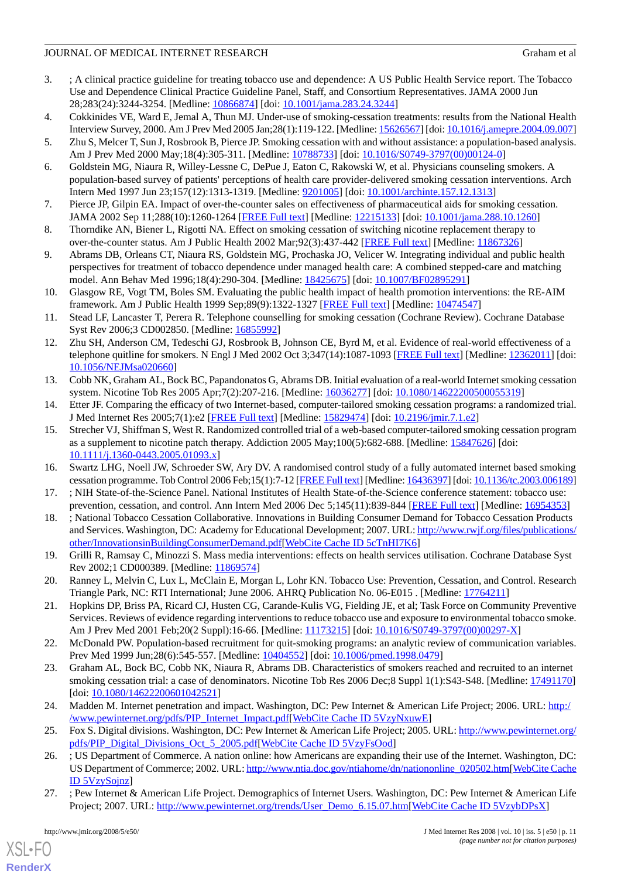3. ; A clinical practice guideline for treating tobacco use and dependence: A US Public Health Service report. The Tobacco Use and Dependence Clinical Practice Guideline Panel, Staff, and Consortium Representatives. JAMA 2000 Jun 28;283(24):3244-3254. [Medline: 10866874] [doi: 10.1001/jama.283.24.3244]
4. Cokkinides VE, Ward E, Jemal A, Thun MJ. Under-use of smoking-cessation treatments: results from the National Health Interview Survey, 2000. Am J Prev Med 2005 Jan;28(1):119-122. [Medline: 15626567] [doi: 10.1016/j.amepre.2004.09.007]
5. Zhu S, Melcer T, Sun J, Rosbrook B, Pierce JP. Smoking cessation with and without assistance: a population-based analysis. Am J Prev Med 2000 May;18(4):305-311. [Medline: 10788733] [doi: 10.1016/S0749-3797(00)00124-0]
6. Goldstein MG, Niaura R, Willey-Lessne C, DePue J, Eaton C, Rakowski W, et al. Physicians counseling smokers. A population-based survey of patients' perceptions of health care provider-delivered smoking cessation interventions. Arch Intern Med 1997 Jun 23;157(12):1313-1319. [Medline: 9201005] [doi: 10.1001/archinte.157.12.1313]
7. Pierce JP, Gilpin EA. Impact of over-the-counter sales on effectiveness of pharmaceutical aids for smoking cessation. JAMA 2002 Sep 11;288(10):1260-1264 [FREE Full text] [Medline: 12215133] [doi: 10.1001/jama.288.10.1260]
8. Thorndike AN, Biener L, Rigotti NA. Effect on smoking cessation of switching nicotine replacement therapy to over-the-counter status. Am J Public Health 2002 Mar;92(3):437-442 [FREE Full text] [Medline: 11867326]
9. Abrams DB, Orleans CT, Niaura RS, Goldstein MG, Prochaska JO, Velicer W. Integrating individual and public health perspectives for treatment of tobacco dependence under managed health care: A combined stepped-care and matching model. Ann Behav Med 1996;18(4):290-304. [Medline: 18425675] [doi: 10.1007/BF02895291]
10. Glasgow RE, Vogt TM, Boles SM. Evaluating the public health impact of health promotion interventions: the RE-AIM framework. Am J Public Health 1999 Sep;89(9):1322-1327 [FREE Full text] [Medline: 10474547]
11. Stead LF, Lancaster T, Perera R. Telephone counselling for smoking cessation (Cochrane Review). Cochrane Database Syst Rev 2006;3 CD002850. [Medline: 16855992]
12. Zhu SH, Anderson CM, Tedeschi GJ, Rosbrook B, Johnson CE, Byrd M, et al. Evidence of real-world effectiveness of a telephone quitline for smokers. N Engl J Med 2002 Oct 3;347(14):1087-1093 [FREE Full text] [Medline: 12362011] [doi: 10.1056/NEJMsa020660]
13. Cobb NK, Graham AL, Bock BC, Papandonatos G, Abrams DB. Initial evaluation of a real-world Internet smoking cessation system. Nicotine Tob Res 2005 Apr;7(2):207-216. [Medline: 16036277] [doi: 10.1080/14622200500055319]
14. Etter JF. Comparing the efficacy of two Internet-based, computer-tailored smoking cessation programs: a randomized trial. J Med Internet Res 2005;7(1):e2 [FREE Full text] [Medline: 15829474] [doi: 10.2196/jmir.7.1.e2]
15. Strecher VJ, Shiffman S, West R. Randomized controlled trial of a web-based computer-tailored smoking cessation program as a supplement to nicotine patch therapy. Addiction 2005 May;100(5):682-688. [Medline: 15847626] [doi: 10.1111/j.1360-0443.2005.01093.x]
16. Swartz LHG, Noell JW, Schroeder SW, Ary DV. A randomised control study of a fully automated internet based smoking cessation programme. Tob Control 2006 Feb;15(1):7-12 [FREE Full text] [Medline: 16436397] [doi: 10.1136/tc.2003.006189]
17. ; NIH State-of-the-Science Panel. National Institutes of Health State-of-the-Science conference statement: tobacco use: prevention, cessation, and control. Ann Intern Med 2006 Dec 5;145(11):839-844 [FREE Full text] [Medline: 16954353]
18. ; National Tobacco Cessation Collaborative. Innovations in Building Consumer Demand for Tobacco Cessation Products and Services. Washington, DC: Academy for Educational Development; 2007. URL: http://www.rwjf.org/files/publications/other/InnovationsinBuildingConsumerDemand.pdf[WebCite Cache ID 5cTnHI7K6]
19. Grilli R, Ramsay C, Minozzi S. Mass media interventions: effects on health services utilisation. Cochrane Database Syst Rev 2002;1 CD000389. [Medline: 11869574]
20. Ranney L, Melvin C, Lux L, McClain E, Morgan L, Lohr KN. Tobacco Use: Prevention, Cessation, and Control. Research Triangle Park, NC: RTI International; June 2006. AHRQ Publication No. 06-E015 . [Medline: 17764211]
21. Hopkins DP, Briss PA, Ricard CJ, Husten CG, Carande-Kulis VG, Fielding JE, et al; Task Force on Community Preventive Services. Reviews of evidence regarding interventions to reduce tobacco use and exposure to environmental tobacco smoke. Am J Prev Med 2001 Feb;20(2 Suppl):16-66. [Medline: 11173215] [doi: 10.1016/S0749-3797(00)00297-X]
22. McDonald PW. Population-based recruitment for quit-smoking programs: an analytic review of communication variables. Prev Med 1999 Jun;28(6):545-557. [Medline: 10404552] [doi: 10.1006/pmed.1998.0479]
23. Graham AL, Bock BC, Cobb NK, Niaura R, Abrams DB. Characteristics of smokers reached and recruited to an internet smoking cessation trial: a case of denominators. Nicotine Tob Res 2006 Dec;8 Suppl 1(1):S43-S48. [Medline: 17491170] [doi: 10.1080/14622200601042521]
24. Madden M. Internet penetration and impact. Washington, DC: Pew Internet & American Life Project; 2006. URL: http://www.pewinternet.org/pdfs/PIP_Internet_Impact.pdf[WebCite Cache ID 5VzyNxuwE]
25. Fox S. Digital divisions. Washington, DC: Pew Internet & American Life Project; 2005. URL: http://www.pewinternet.org/pdfs/PIP_Digital_Divisions_Oct_5_2005.pdf[WebCite Cache ID 5VzyFsOod]
26. ; US Department of Commerce. A nation online: how Americans are expanding their use of the Internet. Washington, DC: US Department of Commerce; 2002. URL: http://www.ntia.doc.gov/ntiahome/dn/nationonline_020502.htm[WebCite Cache ID 5VzySojnz]
27. ; Pew Internet & American Life Project. Demographics of Internet Users. Washington, DC: Pew Internet & American Life Project; 2007. URL: http://www.pewinternet.org/trends/User_Demo_6.15.07.htm[WebCite Cache ID 5VzybDPsX]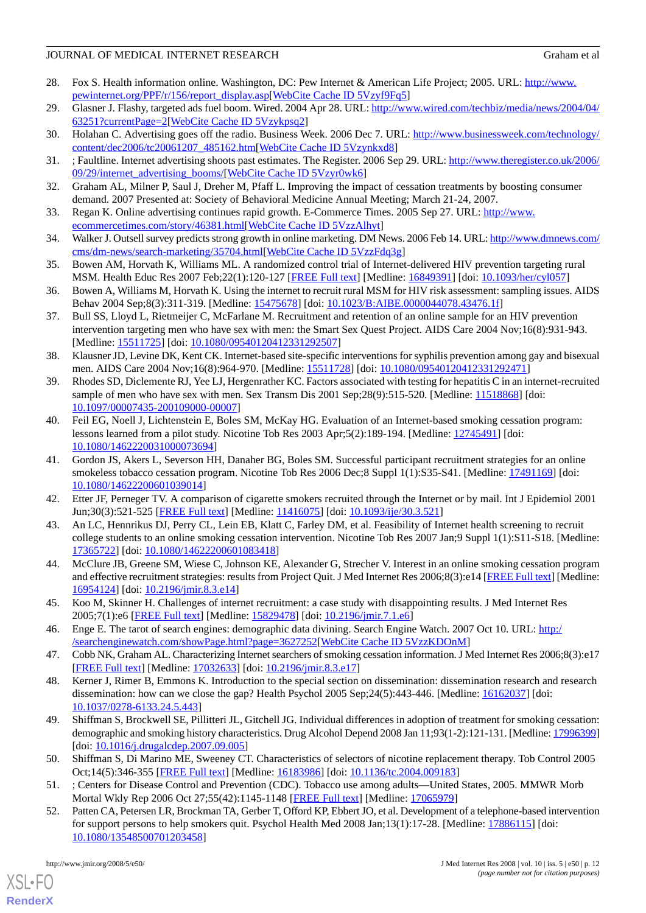28. Fox S. Health information online. Washington, DC: Pew Internet & American Life Project; 2005. URL: http://www.pewinternet.org/PPF/r/156/report_display.asp[WebCite Cache ID 5Vzyf9Fq5]
29. Glasner J. Flashy, targeted ads fuel boom. Wired. 2004 Apr 28. URL: http://www.wired.com/techbiz/media/news/2004/04/63251?currentPage=2[WebCite Cache ID 5Vzykpsq2]
30. Holahan C. Advertising goes off the radio. Business Week. 2006 Dec 7. URL: http://www.businessweek.com/technology/content/dec2006/tc20061207_485162.htm[WebCite Cache ID 5Vzynkxd8]
31. ; Faultline. Internet advertising shoots past estimates. The Register. 2006 Sep 29. URL: http://www.theregister.co.uk/2006/09/29/internet_advertising_booms/[WebCite Cache ID 5Vzyr0wk6]
32. Graham AL, Milner P, Saul J, Dreher M, Pfaff L. Improving the impact of cessation treatments by boosting consumer demand. 2007 Presented at: Society of Behavioral Medicine Annual Meeting; March 21-24, 2007.
33. Regan K. Online advertising continues rapid growth. E-Commerce Times. 2005 Sep 27. URL: http://www.ecommercetimes.com/story/46381.html[WebCite Cache ID 5VzzAlhyt]
34. Walker J. Outsell survey predicts strong growth in online marketing. DM News. 2006 Feb 14. URL: http://www.dmnews.com/cms/dm-news/search-marketing/35704.html[WebCite Cache ID 5VzzFdq3g]
35. Bowen AM, Horvath K, Williams ML. A randomized control trial of Internet-delivered HIV prevention targeting rural MSM. Health Educ Res 2007 Feb;22(1):120-127 [FREE Full text] [Medline: 16849391] [doi: 10.1093/her/cyl057]
36. Bowen A, Williams M, Horvath K. Using the internet to recruit rural MSM for HIV risk assessment: sampling issues. AIDS Behav 2004 Sep;8(3):311-319. [Medline: 15475678] [doi: 10.1023/B:AIBE.0000044078.43476.1f]
37. Bull SS, Lloyd L, Rietmeijer C, McFarlane M. Recruitment and retention of an online sample for an HIV prevention intervention targeting men who have sex with men: the Smart Sex Quest Project. AIDS Care 2004 Nov;16(8):931-943. [Medline: 15511725] [doi: 10.1080/09540120412331292507]
38. Klausner JD, Levine DK, Kent CK. Internet-based site-specific interventions for syphilis prevention among gay and bisexual men. AIDS Care 2004 Nov;16(8):964-970. [Medline: 15511728] [doi: 10.1080/09540120412331292471]
39. Rhodes SD, Diclemente RJ, Yee LJ, Hergenrather KC. Factors associated with testing for hepatitis C in an internet-recruited sample of men who have sex with men. Sex Transm Dis 2001 Sep;28(9):515-520. [Medline: 11518868] [doi: 10.1097/00007435-200109000-00007]
40. Feil EG, Noell J, Lichtenstein E, Boles SM, McKay HG. Evaluation of an Internet-based smoking cessation program: lessons learned from a pilot study. Nicotine Tob Res 2003 Apr;5(2):189-194. [Medline: 12745491] [doi: 10.1080/1462220031000073694]
41. Gordon JS, Akers L, Severson HH, Danaher BG, Boles SM. Successful participant recruitment strategies for an online smokeless tobacco cessation program. Nicotine Tob Res 2006 Dec;8 Suppl 1(1):S35-S41. [Medline: 17491169] [doi: 10.1080/14622200601039014]
42. Etter JF, Perneger TV. A comparison of cigarette smokers recruited through the Internet or by mail. Int J Epidemiol 2001 Jun;30(3):521-525 [FREE Full text] [Medline: 11416075] [doi: 10.1093/ije/30.3.521]
43. An LC, Hennrikus DJ, Perry CL, Lein EB, Klatt C, Farley DM, et al. Feasibility of Internet health screening to recruit college students to an online smoking cessation intervention. Nicotine Tob Res 2007 Jan;9 Suppl 1(1):S11-S18. [Medline: 17365722] [doi: 10.1080/14622200601083418]
44. McClure JB, Greene SM, Wiese C, Johnson KE, Alexander G, Strecher V. Interest in an online smoking cessation program and effective recruitment strategies: results from Project Quit. J Med Internet Res 2006;8(3):e14 [FREE Full text] [Medline: 16954124] [doi: 10.2196/jmir.8.3.e14]
45. Koo M, Skinner H. Challenges of internet recruitment: a case study with disappointing results. J Med Internet Res 2005;7(1):e6 [FREE Full text] [Medline: 15829478] [doi: 10.2196/jmir.7.1.e6]
46. Enge E. The tarot of search engines: demographic data divining. Search Engine Watch. 2007 Oct 10. URL: http://searchenginewatch.com/showPage.html?page=3627252[WebCite Cache ID 5VzzKDOnM]
47. Cobb NK, Graham AL. Characterizing Internet searchers of smoking cessation information. J Med Internet Res 2006;8(3):e17 [FREE Full text] [Medline: 17032633] [doi: 10.2196/jmir.8.3.e17]
48. Kerner J, Rimer B, Emmons K. Introduction to the special section on dissemination: dissemination research and research dissemination: how can we close the gap? Health Psychol 2005 Sep;24(5):443-446. [Medline: 16162037] [doi: 10.1037/0278-6133.24.5.443]
49. Shiffman S, Brockwell SE, Pillitteri JL, Gitchell JG. Individual differences in adoption of treatment for smoking cessation: demographic and smoking history characteristics. Drug Alcohol Depend 2008 Jan 11;93(1-2):121-131. [Medline: 17996399] [doi: 10.1016/j.drugalcdep.2007.09.005]
50. Shiffman S, Di Marino ME, Sweeney CT. Characteristics of selectors of nicotine replacement therapy. Tob Control 2005 Oct;14(5):346-355 [FREE Full text] [Medline: 16183986] [doi: 10.1136/tc.2004.009183]
51. ; Centers for Disease Control and Prevention (CDC). Tobacco use among adults—United States, 2005. MMWR Morb Mortal Wkly Rep 2006 Oct 27;55(42):1145-1148 [FREE Full text] [Medline: 17065979]
52. Patten CA, Petersen LR, Brockman TA, Gerber T, Offord KP, Ebbert JO, et al. Development of a telephone-based intervention for support persons to help smokers quit. Psychol Health Med 2008 Jan;13(1):17-28. [Medline: 17886115] [doi: 10.1080/13548500701203458]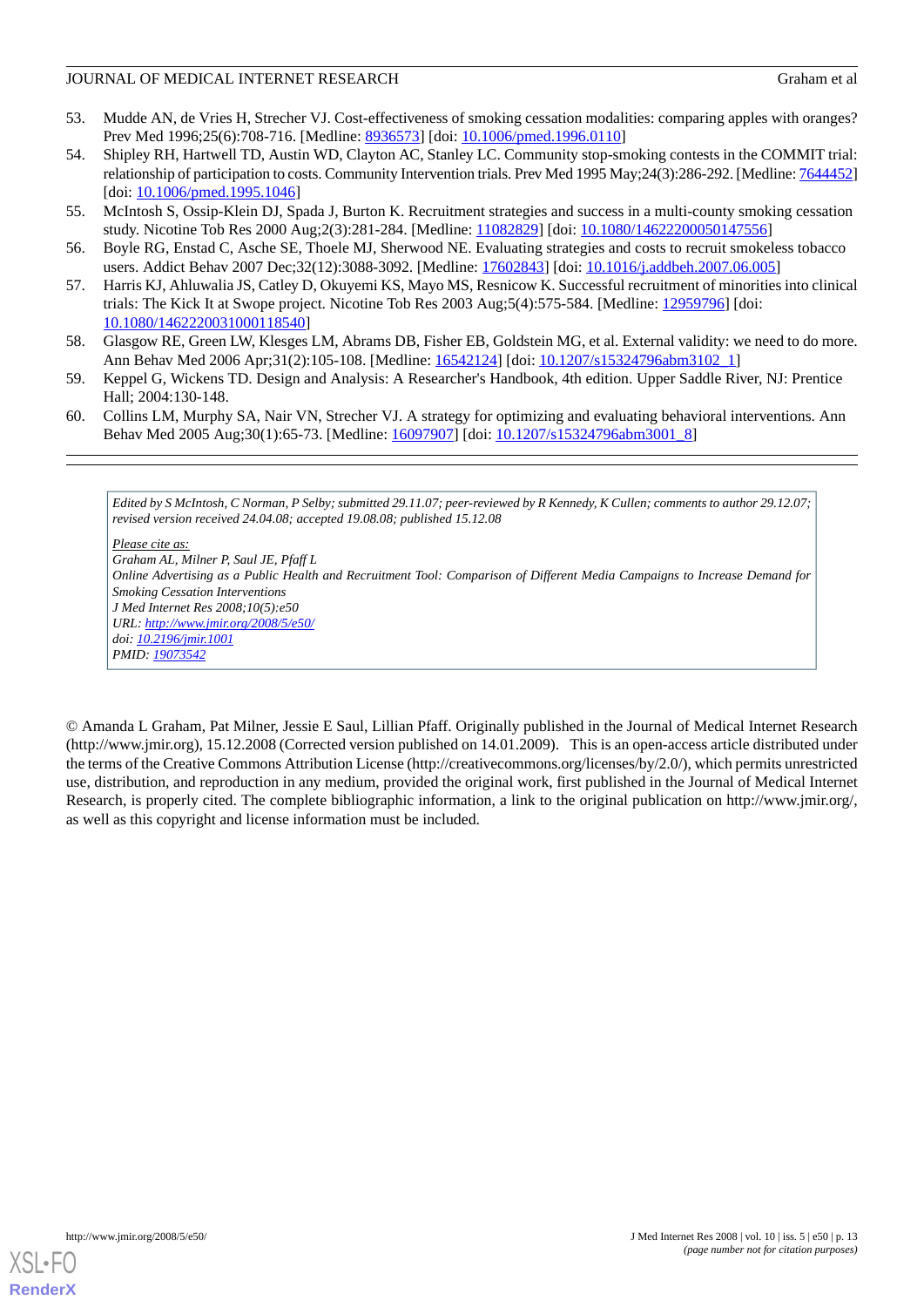53. Mudde AN, de Vries H, Strecher VJ. Cost-effectiveness of smoking cessation modalities: comparing apples with oranges? Prev Med 1996;25(6):708-716. [Medline: 8936573] [doi: 10.1006/pmed.1996.0110]
54. Shipley RH, Hartwell TD, Austin WD, Clayton AC, Stanley LC. Community stop-smoking contests in the COMMIT trial: relationship of participation to costs. Community Intervention trials. Prev Med 1995 May;24(3):286-292. [Medline: 7644452] [doi: 10.1006/pmed.1995.1046]
55. McIntosh S, Ossip-Klein DJ, Spada J, Burton K. Recruitment strategies and success in a multi-county smoking cessation study. Nicotine Tob Res 2000 Aug;2(3):281-284. [Medline: 11082829] [doi: 10.1080/14622200050147556]
56. Boyle RG, Enstad C, Asche SE, Thoele MJ, Sherwood NE. Evaluating strategies and costs to recruit smokeless tobacco users. Addict Behav 2007 Dec;32(12):3088-3092. [Medline: 17602843] [doi: 10.1016/j.addbeh.2007.06.005]
57. Harris KJ, Ahluwalia JS, Catley D, Okuyemi KS, Mayo MS, Resnicow K. Successful recruitment of minorities into clinical trials: The Kick It at Swope project. Nicotine Tob Res 2003 Aug;5(4):575-584. [Medline: 12959796] [doi: 10.1080/1462220031000118540]
58. Glasgow RE, Green LW, Klesges LM, Abrams DB, Fisher EB, Goldstein MG, et al. External validity: we need to do more. Ann Behav Med 2006 Apr;31(2):105-108. [Medline: 16542124] [doi: 10.1207/s15324796abm3102_1]
59. Keppel G, Wickens TD. Design and Analysis: A Researcher's Handbook, 4th edition. Upper Saddle River, NJ: Prentice Hall; 2004:130-148.
60. Collins LM, Murphy SA, Nair VN, Strecher VJ. A strategy for optimizing and evaluating behavioral interventions. Ann Behav Med 2005 Aug;30(1):65-73. [Medline: 16097907] [doi: 10.1207/s15324796abm3001_8]

---

*Edited by S McIntosh, C Norman, P Selby; submitted 29.11.07; peer-reviewed by R Kennedy, K Cullen; comments to author 29.12.07; revised version received 24.04.08; accepted 19.08.08; published 15.12.08*

*Please cite as:*
*Graham AL, Milner P, Saul JE, Pfaff L*
*Online Advertising as a Public Health and Recruitment Tool: Comparison of Different Media Campaigns to Increase Demand for Smoking Cessation Interventions*
*J Med Internet Res 2008;10(5):e50*
*URL: http://www.jmir.org/2008/5/e50/*
*doi: 10.2196/jmir.1001*
*PMID: 19073542*

© Amanda L Graham, Pat Milner, Jessie E Saul, Lillian Pfaff. Originally published in the Journal of Medical Internet Research (http://www.jmir.org), 15.12.2008 (Corrected version published on 14.01.2009). This is an open-access article distributed under the terms of the Creative Commons Attribution License (http://creativecommons.org/licenses/by/2.0/), which permits unrestricted use, distribution, and reproduction in any medium, provided the original work, first published in the Journal of Medical Internet Research, is properly cited. The complete bibliographic information, a link to the original publication on http://www.jmir.org/, as well as this copyright and license information must be included.